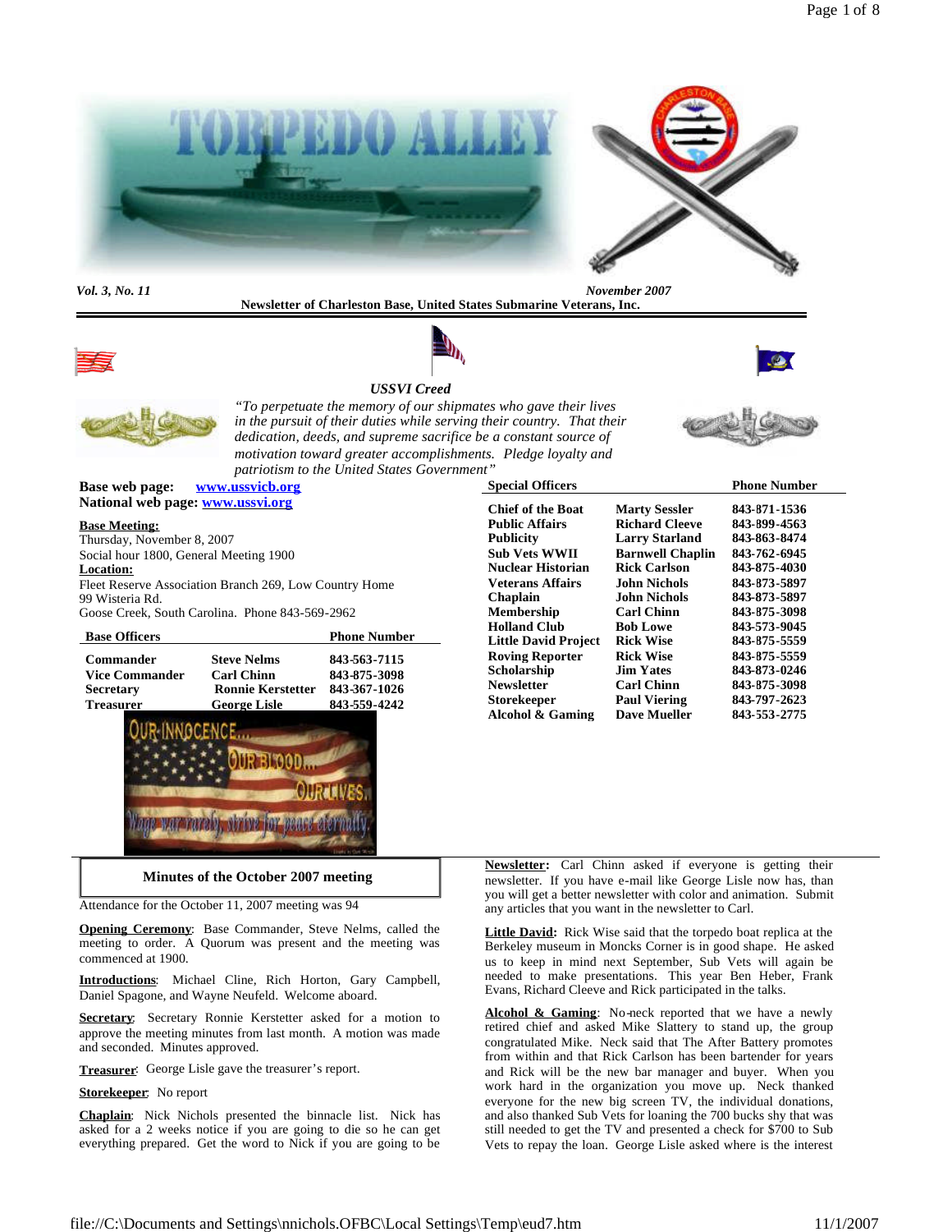# TORPEDO ALLEY

*Vol. 3, No. 11* *November 2007*

**Newsletter of Charleston Base, United States Submarine Veterans, Inc.**

### *USSVI Creed*

*"To perpetuate the memory of our shipmates who gave their lives in the pursuit of their duties while serving their country. That their dedication, deeds, and supreme sacrifice be a constant source of motivation toward greater accomplishments. Pledge loyalty and patriotism to the United States Government"*

**Base web page:** **www.ussvicb.org**
**National web page:** **www.ussvi.org**

**Base Meeting:**
Thursday, November 8, 2007
Social hour 1800, General Meeting 1900

**Location:**
Fleet Reserve Association Branch 269, Low Country Home
99 Wisteria Rd.
Goose Creek, South Carolina. Phone 843-569-2962

| Base Officers | | Phone Number |
|---|---|---|
| **Commander** | **Steve Nelms** | **843-563-7115** |
| **Vice Commander** | **Carl Chinn** | **843-875-3098** |
| **Secretary** | **Ronnie Kerstetter** | **843-367-1026** |
| **Treasurer** | **George Lisle** | **843-559-4242** |

| Special Officers | | Phone Number |
|---|---|---|
| **Chief of the Boat** | **Marty Sessler** | **843-871-1536** |
| **Public Affairs** | **Richard Cleeve** | **843-899-4563** |
| **Publicity** | **Larry Starland** | **843-863-8474** |
| **Sub Vets WWII** | **Barnwell Chaplin** | **843-762-6945** |
| **Nuclear Historian** | **Rick Carlson** | **843-875-4030** |
| **Veterans Affairs** | **John Nichols** | **843-873-5897** |
| **Chaplain** | **John Nichols** | **843-873-5897** |
| **Membership** | **Carl Chinn** | **843-875-3098** |
| **Holland Club** | **Bob Lowe** | **843-573-9045** |
| **Little David Project** | **Rick Wise** | **843-875-5559** |
| **Roving Reporter** | **Rick Wise** | **843-875-5559** |
| **Scholarship** | **Jim Yates** | **843-873-0246** |
| **Newsletter** | **Carl Chinn** | **843-875-3098** |
| **Storekeeper** | **Paul Viering** | **843-797-2623** |
| **Alcohol & Gaming** | **Dave Mueller** | **843-553-2775** |

OUR INNOCENCE... OUR BLOOD... OUR LIVES. Wage war rarely, strive for peace eternally.

## Minutes of the October 2007 meeting

Attendance for the October 11, 2007 meeting was 94

**Opening Ceremony**: Base Commander, Steve Nelms, called the meeting to order. A Quorum was present and the meeting was commenced at 1900.

**Introductions**: Michael Cline, Rich Horton, Gary Campbell, Daniel Spagone, and Wayne Neufeld. Welcome aboard.

**Secretary**: Secretary Ronnie Kerstetter asked for a motion to approve the meeting minutes from last month. A motion was made and seconded. Minutes approved.

**Treasurer**: George Lisle gave the treasurer's report.

**Storekeeper**: No report

**Chaplain**: Nick Nichols presented the binnacle list. Nick has asked for a 2 weeks notice if you are going to die so he can get everything prepared. Get the word to Nick if you are going to be

**Newsletter:** Carl Chinn asked if everyone is getting their newsletter. If you have e-mail like George Lisle now has, than you will get a better newsletter with color and animation. Submit any articles that you want in the newsletter to Carl.

**Little David:** Rick Wise said that the torpedo boat replica at the Berkeley museum in Moncks Corner is in good shape. He asked us to keep in mind next September, Sub Vets will again be needed to make presentations. This year Ben Heber, Frank Evans, Richard Cleeve and Rick participated in the talks.

**Alcohol & Gaming**: No-neck reported that we have a newly retired chief and asked Mike Slattery to stand up, the group congratulated Mike. Neck said that The After Battery promotes from within and that Rick Carlson has been bartender for years and Rick will be the new bar manager and buyer. When you work hard in the organization you move up. Neck thanked everyone for the new big screen TV, the individual donations, and also thanked Sub Vets for loaning the 700 bucks shy that was still needed to get the TV and presented a check for $700 to Sub Vets to repay the loan. George Lisle asked where is the interest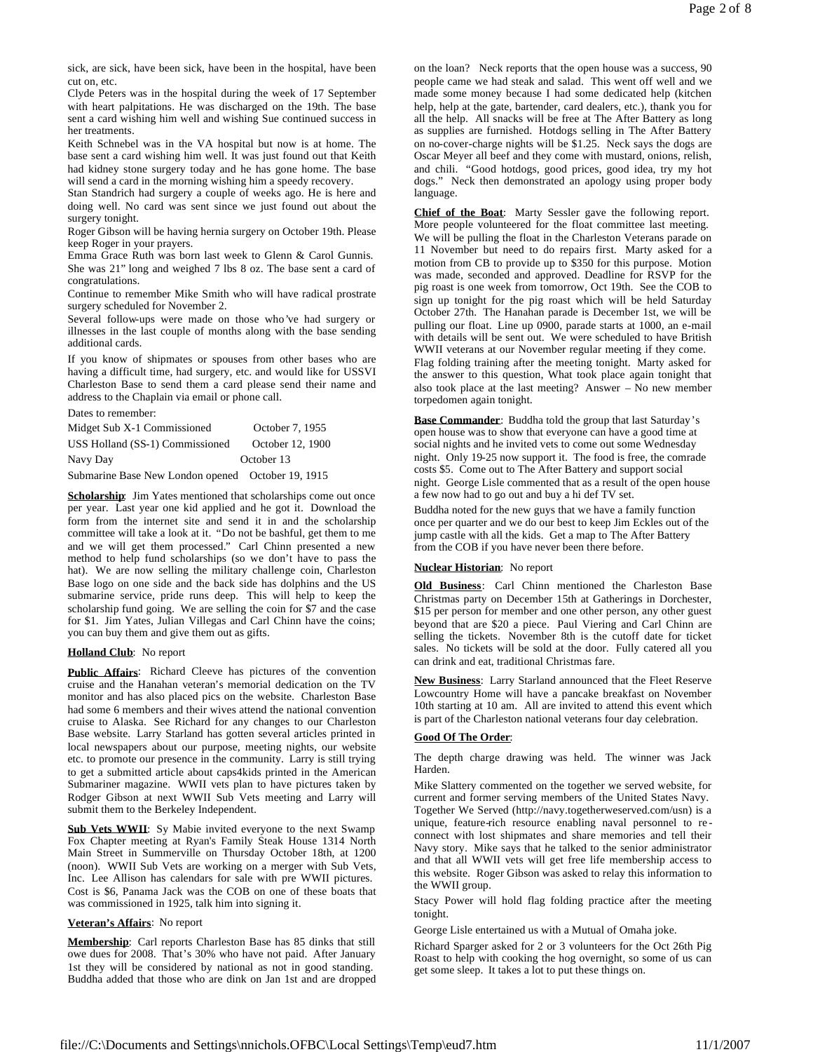sick, are sick, have been sick, have been in the hospital, have been cut on, etc.

Clyde Peters was in the hospital during the week of 17 September with heart palpitations. He was discharged on the 19th. The base sent a card wishing him well and wishing Sue continued success in her treatments.

Keith Schnebel was in the VA hospital but now is at home. The base sent a card wishing him well. It was just found out that Keith had kidney stone surgery today and he has gone home. The base will send a card in the morning wishing him a speedy recovery.

Stan Standrich had surgery a couple of weeks ago. He is here and doing well. No card was sent since we just found out about the surgery tonight.

Roger Gibson will be having hernia surgery on October 19th. Please keep Roger in your prayers.

Emma Grace Ruth was born last week to Glenn & Carol Gunnis. She was 21" long and weighed 7 lbs 8 oz. The base sent a card of congratulations.

Continue to remember Mike Smith who will have radical prostrate surgery scheduled for November 2.

Several follow-ups were made on those who've had surgery or illnesses in the last couple of months along with the base sending additional cards.

If you know of shipmates or spouses from other bases who are having a difficult time, had surgery, etc. and would like for USSVI Charleston Base to send them a card please send their name and address to the Chaplain via email or phone call.

Dates to remember:

| | |
|---|---|
| Midget Sub X-1 Commissioned | October 7, 1955 |
| USS Holland (SS-1) Commissioned | October 12, 1900 |
| Navy Day | October 13 |
| Submarine Base New London opened | October 19, 1915 |

**Scholarship**: Jim Yates mentioned that scholarships come out once per year. Last year one kid applied and he got it. Download the form from the internet site and send it in and the scholarship committee will take a look at it. "Do not be bashful, get them to me and we will get them processed." Carl Chinn presented a new method to help fund scholarships (so we don't have to pass the hat). We are now selling the military challenge coin, Charleston Base logo on one side and the back side has dolphins and the US submarine service, pride runs deep. This will help to keep the scholarship fund going. We are selling the coin for $7 and the case for $1. Jim Yates, Julian Villegas and Carl Chinn have the coins; you can buy them and give them out as gifts.

**Holland Club**: No report

**Public Affairs**: Richard Cleeve has pictures of the convention cruise and the Hanahan veteran's memorial dedication on the TV monitor and has also placed pics on the website. Charleston Base had some 6 members and their wives attend the national convention cruise to Alaska. See Richard for any changes to our Charleston Base website. Larry Starland has gotten several articles printed in local newspapers about our purpose, meeting nights, our website etc. to promote our presence in the community. Larry is still trying to get a submitted article about caps4kids printed in the American Submariner magazine. WWII vets plan to have pictures taken by Rodger Gibson at next WWII Sub Vets meeting and Larry will submit them to the Berkeley Independent.

**Sub Vets WWII**: Sy Mabie invited everyone to the next Swamp Fox Chapter meeting at Ryan's Family Steak House 1314 North Main Street in Summerville on Thursday October 18th, at 1200 (noon). WWII Sub Vets are working on a merger with Sub Vets, Inc. Lee Allison has calendars for sale with pre WWII pictures. Cost is $6, Panama Jack was the COB on one of these boats that was commissioned in 1925, talk him into signing it.

**Veteran's Affairs**: No report

**Membership**: Carl reports Charleston Base has 85 dinks that still owe dues for 2008. That's 30% who have not paid. After January 1st they will be considered by national as not in good standing. Buddha added that those who are dink on Jan 1st and are dropped on the loan? Neck reports that the open house was a success, 90 people came we had steak and salad. This went off well and we made some money because I had some dedicated help (kitchen help, help at the gate, bartender, card dealers, etc.), thank you for all the help. All snacks will be free at The After Battery as long as supplies are furnished. Hotdogs selling in The After Battery on no-cover-charge nights will be $1.25. Neck says the dogs are Oscar Meyer all beef and they come with mustard, onions, relish, and chili. "Good hotdogs, good prices, good idea, try my hot dogs." Neck then demonstrated an apology using proper body language.

**Chief of the Boat**: Marty Sessler gave the following report. More people volunteered for the float committee last meeting. We will be pulling the float in the Charleston Veterans parade on 11 November but need to do repairs first. Marty asked for a motion from CB to provide up to $350 for this purpose. Motion was made, seconded and approved. Deadline for RSVP for the pig roast is one week from tomorrow, Oct 19th. See the COB to sign up tonight for the pig roast which will be held Saturday October 27th. The Hanahan parade is December 1st, we will be pulling our float. Line up 0900, parade starts at 1000, an e-mail with details will be sent out. We were scheduled to have British WWII veterans at our November regular meeting if they come. Flag folding training after the meeting tonight. Marty asked for the answer to this question, What took place again tonight that also took place at the last meeting? Answer – No new member torpedomen again tonight.

**Base Commander**: Buddha told the group that last Saturday's open house was to show that everyone can have a good time at social nights and he invited vets to come out some Wednesday night. Only 19-25 now support it. The food is free, the comrade costs $5. Come out to The After Battery and support social night. George Lisle commented that as a result of the open house a few now had to go out and buy a hi def TV set.

Buddha noted for the new guys that we have a family function once per quarter and we do our best to keep Jim Eckles out of the jump castle with all the kids. Get a map to The After Battery from the COB if you have never been there before.

**Nuclear Historian**: No report

**Old Business**: Carl Chinn mentioned the Charleston Base Christmas party on December 15th at Gatherings in Dorchester, $15 per person for member and one other person, any other guest beyond that are $20 a piece. Paul Viering and Carl Chinn are selling the tickets. November 8th is the cutoff date for ticket sales. No tickets will be sold at the door. Fully catered all you can drink and eat, traditional Christmas fare.

**New Business**: Larry Starland announced that the Fleet Reserve Lowcountry Home will have a pancake breakfast on November 10th starting at 10 am. All are invited to attend this event which is part of the Charleston national veterans four day celebration.

**Good Of The Order**:

The depth charge drawing was held. The winner was Jack Harden.

Mike Slattery commented on the together we served website, for current and former serving members of the United States Navy. Together We Served (http://navy.togetherweserved.com/usn) is a unique, feature-rich resource enabling naval personnel to re-connect with lost shipmates and share memories and tell their Navy story. Mike says that he talked to the senior administrator and that all WWII vets will get free life membership access to this website. Roger Gibson was asked to relay this information to the WWII group.

Stacy Power will hold flag folding practice after the meeting tonight.

George Lisle entertained us with a Mutual of Omaha joke.

Richard Sparger asked for 2 or 3 volunteers for the Oct 26th Pig Roast to help with cooking the hog overnight, so some of us can get some sleep. It takes a lot to put these things on.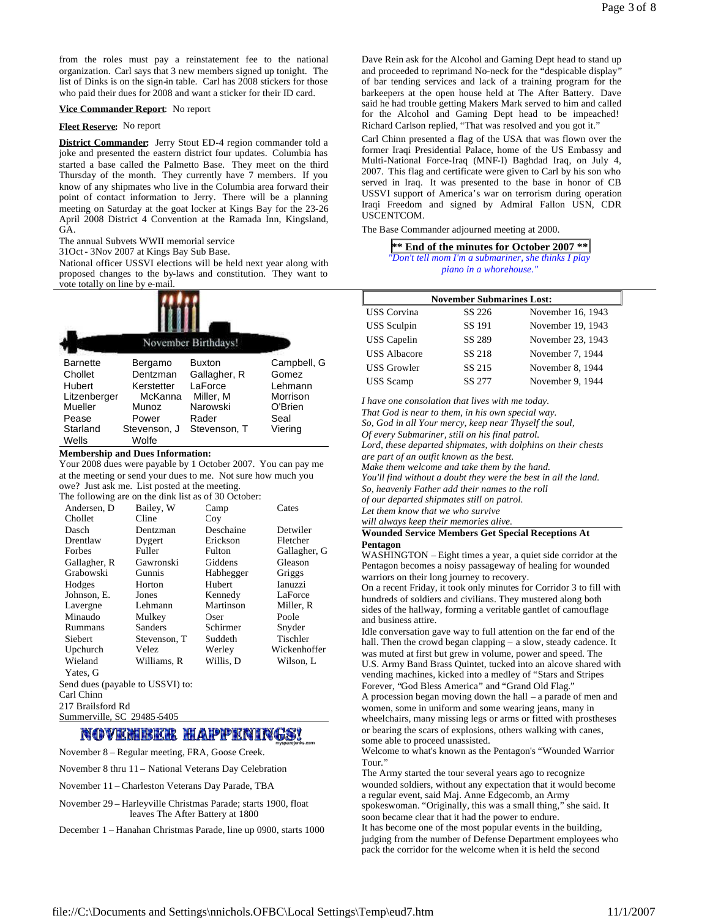from the roles must pay a reinstatement fee to the national organization. Carl says that 3 new members signed up tonight. The list of Dinks is on the sign-in table. Carl has 2008 stickers for those who paid their dues for 2008 and want a sticker for their ID card.

**Vice Commander Report**: No report

**Fleet Reserve**: No report

**District Commander**: Jerry Stout ED-4 region commander told a joke and presented the eastern district four updates. Columbia has started a base called the Palmetto Base. They meet on the third Thursday of the month. They currently have 7 members. If you know of any shipmates who live in the Columbia area forward their point of contact information to Jerry. There will be a planning meeting on Saturday at the goat locker at Kings Bay for the 23-26 April 2008 District 4 Convention at the Ramada Inn, Kingsland, GA.

The annual Subvets WWII memorial service
31Oct - 3Nov 2007 at Kings Bay Sub Base.

National officer USSVI elections will be held next year along with proposed changes to the by-laws and constitution. They want to vote totally on line by e-mail.

Dave Rein ask for the Alcohol and Gaming Dept head to stand up and proceeded to reprimand No-neck for the "despicable display" of bar tending services and lack of a training program for the barkeepers at the open house held at The After Battery. Dave said he had trouble getting Makers Mark served to him and called for the Alcohol and Gaming Dept head to be impeached! Richard Carlson replied, "That was resolved and you got it."

Carl Chinn presented a flag of the USA that was flown over the former Iraqi Presidential Palace, home of the US Embassy and Multi-National Force-Iraq (MNF-I) Baghdad Iraq, on July 4, 2007. This flag and certificate were given to Carl by his son who served in Iraq. It was presented to the base in honor of CB USSVI support of America's war on terrorism during operation Iraqi Freedom and signed by Admiral Fallon USN, CDR USCENTCOM.

The Base Commander adjourned meeting at 2000.

**\*\* End of the minutes for October 2007 \*\***

*"Don't tell mom I'm a submariner, she thinks I play piano in a whorehouse."*

## November Birthdays!

| | | | |
|---|---|---|---|
| Barnette | Bergamo | Buxton | Campbell, G |
| Chollet | Dentzman | Gallagher, R | Gomez |
| Hubert | Kerstetter | LaForce | Lehmann |
| Litzenberger | McKanna | Miller, M | Morrison |
| Mueller | Munoz | Narowski | O'Brien |
| Pease | Power | Rader | Seal |
| Starland | Stevenson, J | Stevenson, T | Viering |
| Wells | Wolfe | | |

**Membership and Dues Information:**

Your 2008 dues were payable by 1 October 2007. You can pay me at the meeting or send your dues to me. Not sure how much you owe? Just ask me. List posted at the meeting.

The following are on the dink list as of 30 October:

| | | | |
|---|---|---|---|
| Andersen, D | Bailey, W | Camp | Cates |
| Chollet | Cline | Coy | |
| Dasch | Dentzman | Deschaine | Detwiler |
| Drentlaw | Dygert | Erickson | Fletcher |
| Forbes | Fuller | Fulton | Gallagher, G |
| Gallagher, R | Gawronski | Giddens | Gleason |
| Grabowski | Gunnis | Habhegger | Griggs |
| Hodges | Horton | Hubert | Ianuzzi |
| Johnson, E. | Jones | Kennedy | LaForce |
| Lavergne | Lehmann | Martinson | Miller, R |
| Minaudo | Mulkey | Oser | Poole |
| Rummans | Sanders | Schirmer | Snyder |
| Siebert | Stevenson, T | Suddeth | Tischler |
| Upchurch | Velez | Werley | Wickenhoffer |
| Wieland | Williams, R | Willis, D | Wilson, L |
| Yates, G | | | |

Send dues (payable to USSVI) to:
Carl Chinn
217 Brailsford Rd
Summerville, SC 29485-5405

## NOVEMBER HAPPENINGS!

November 8 – Regular meeting, FRA, Goose Creek.

November 8 thru 11 – National Veterans Day Celebration

November 11 – Charleston Veterans Day Parade, TBA

November 29 – Harleyville Christmas Parade; starts 1900, float leaves The After Battery at 1800

December 1 – Hanahan Christmas Parade, line up 0900, starts 1000

| November Submarines Lost: | | |
|---|---|---|
| USS Corvina | SS 226 | November 16, 1943 |
| USS Sculpin | SS 191 | November 19, 1943 |
| USS Capelin | SS 289 | November 23, 1943 |
| USS Albacore | SS 218 | November 7, 1944 |
| USS Growler | SS 215 | November 8, 1944 |
| USS Scamp | SS 277 | November 9, 1944 |

*I have one consolation that lives with me today.*
*That God is near to them, in his own special way.*
*So, God in all Your mercy, keep near Thyself the soul,*
*Of every Submariner, still on his final patrol.*
*Lord, these departed shipmates, with dolphins on their chests*
*are part of an outfit known as the best.*
*Make them welcome and take them by the hand.*
*You'll find without a doubt they were the best in all the land.*
*So, heavenly Father add their names to the roll*
*of our departed shipmates still on patrol.*
*Let them know that we who survive*
*will always keep their memories alive.*

**Wounded Service Members Get Special Receptions At Pentagon**

WASHINGTON – Eight times a year, a quiet side corridor at the Pentagon becomes a noisy passageway of healing for wounded warriors on their long journey to recovery.

On a recent Friday, it took only minutes for Corridor 3 to fill with hundreds of soldiers and civilians. They mustered along both sides of the hallway, forming a veritable gantlet of camouflage and business attire.

Idle conversation gave way to full attention on the far end of the hall. Then the crowd began clapping – a slow, steady cadence. It was muted at first but grew in volume, power and speed. The U.S. Army Band Brass Quintet, tucked into an alcove shared with vending machines, kicked into a medley of "Stars and Stripes Forever, "God Bless America" and "Grand Old Flag."

A procession began moving down the hall – a parade of men and women, some in uniform and some wearing jeans, many in wheelchairs, many missing legs or arms or fitted with prostheses or bearing the scars of explosions, others walking with canes, some able to proceed unassisted.

Welcome to what's known as the Pentagon's "Wounded Warrior Tour."

The Army started the tour several years ago to recognize wounded soldiers, without any expectation that it would become a regular event, said Maj. Anne Edgecomb, an Army spokeswoman. "Originally, this was a small thing," she said. It soon became clear that it had the power to endure.

It has become one of the most popular events in the building, judging from the number of Defense Department employees who pack the corridor for the welcome when it is held the second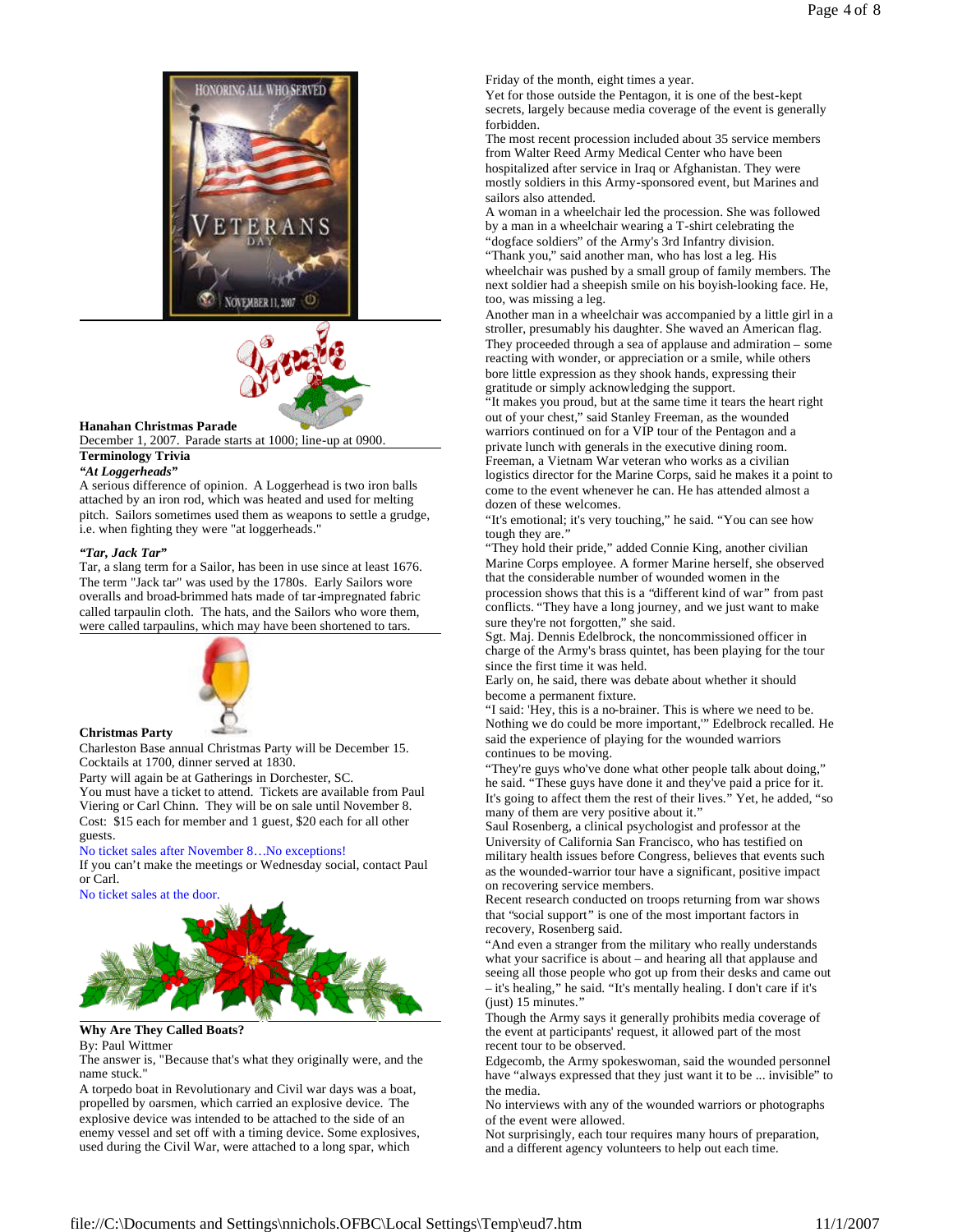**Hanahan Christmas Parade**

December 1, 2007. Parade starts at 1000; line-up at 0900.

**Terminology Trivia**

***"At Loggerheads"***

A serious difference of opinion. A Loggerhead is two iron balls attached by an iron rod, which was heated and used for melting pitch. Sailors sometimes used them as weapons to settle a grudge, i.e. when fighting they were "at loggerheads."

***"Tar, Jack Tar"***

Tar, a slang term for a Sailor, has been in use since at least 1676. The term "Jack tar" was used by the 1780s. Early Sailors wore overalls and broad-brimmed hats made of tar-impregnated fabric called tarpaulin cloth. The hats, and the Sailors who wore them, were called tarpaulins, which may have been shortened to tars.

**Christmas Party**

Charleston Base annual Christmas Party will be December 15. Cocktails at 1700, dinner served at 1830.

Party will again be at Gatherings in Dorchester, SC.

You must have a ticket to attend. Tickets are available from Paul Viering or Carl Chinn. They will be on sale until November 8.

Cost: $15 each for member and 1 guest, $20 each for all other guests.

No ticket sales after November 8…No exceptions!

If you can't make the meetings or Wednesday social, contact Paul or Carl.

No ticket sales at the door.

**Why Are They Called Boats?**

By: Paul Wittmer

The answer is, "Because that's what they originally were, and the name stuck."

A torpedo boat in Revolutionary and Civil war days was a boat, propelled by oarsmen, which carried an explosive device. The explosive device was intended to be attached to the side of an enemy vessel and set off with a timing device. Some explosives, used during the Civil War, were attached to a long spar, which

Friday of the month, eight times a year.

Yet for those outside the Pentagon, it is one of the best-kept secrets, largely because media coverage of the event is generally forbidden.

The most recent procession included about 35 service members from Walter Reed Army Medical Center who have been hospitalized after service in Iraq or Afghanistan. They were mostly soldiers in this Army-sponsored event, but Marines and sailors also attended.

A woman in a wheelchair led the procession. She was followed by a man in a wheelchair wearing a T-shirt celebrating the "dogface soldiers" of the Army's 3rd Infantry division.

"Thank you," said another man, who has lost a leg. His wheelchair was pushed by a small group of family members. The next soldier had a sheepish smile on his boyish-looking face. He, too, was missing a leg.

Another man in a wheelchair was accompanied by a little girl in a stroller, presumably his daughter. She waved an American flag. They proceeded through a sea of applause and admiration – some reacting with wonder, or appreciation or a smile, while others bore little expression as they shook hands, expressing their gratitude or simply acknowledging the support.

"It makes you proud, but at the same time it tears the heart right out of your chest," said Stanley Freeman, as the wounded warriors continued on for a VIP tour of the Pentagon and a private lunch with generals in the executive dining room.

Freeman, a Vietnam War veteran who works as a civilian logistics director for the Marine Corps, said he makes it a point to come to the event whenever he can. He has attended almost a dozen of these welcomes.

"It's emotional; it's very touching," he said. "You can see how tough they are."

"They hold their pride," added Connie King, another civilian Marine Corps employee. A former Marine herself, she observed that the considerable number of wounded women in the procession shows that this is a "different kind of war" from past conflicts. "They have a long journey, and we just want to make sure they're not forgotten," she said.

Sgt. Maj. Dennis Edelbrock, the noncommissioned officer in charge of the Army's brass quintet, has been playing for the tour since the first time it was held.

Early on, he said, there was debate about whether it should become a permanent fixture.

"I said: 'Hey, this is a no-brainer. This is where we need to be. Nothing we do could be more important,'" Edelbrock recalled. He said the experience of playing for the wounded warriors continues to be moving.

"They're guys who've done what other people talk about doing," he said. "These guys have done it and they've paid a price for it. It's going to affect them the rest of their lives." Yet, he added, "so many of them are very positive about it."

Saul Rosenberg, a clinical psychologist and professor at the University of California San Francisco, who has testified on military health issues before Congress, believes that events such as the wounded-warrior tour have a significant, positive impact on recovering service members.

Recent research conducted on troops returning from war shows that "social support" is one of the most important factors in recovery, Rosenberg said.

"And even a stranger from the military who really understands what your sacrifice is about – and hearing all that applause and seeing all those people who got up from their desks and came out – it's healing," he said. "It's mentally healing. I don't care if it's (just) 15 minutes."

Though the Army says it generally prohibits media coverage of the event at participants' request, it allowed part of the most recent tour to be observed.

Edgecomb, the Army spokeswoman, said the wounded personnel have "always expressed that they just want it to be ... invisible" to the media.

No interviews with any of the wounded warriors or photographs of the event were allowed.

Not surprisingly, each tour requires many hours of preparation, and a different agency volunteers to help out each time.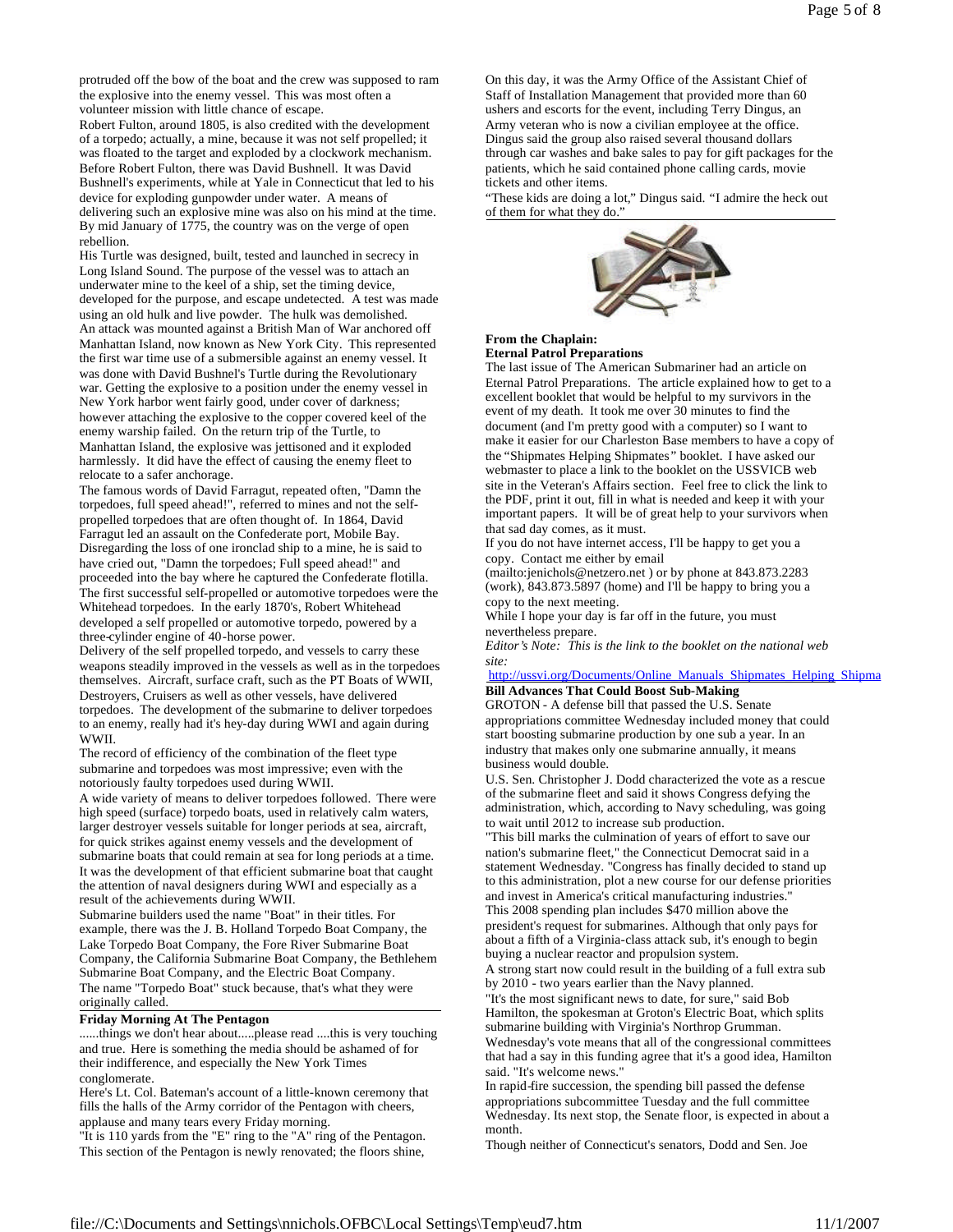protruded off the bow of the boat and the crew was supposed to ram the explosive into the enemy vessel. This was most often a volunteer mission with little chance of escape.

Robert Fulton, around 1805, is also credited with the development of a torpedo; actually, a mine, because it was not self propelled; it was floated to the target and exploded by a clockwork mechanism. Before Robert Fulton, there was David Bushnell. It was David Bushnell's experiments, while at Yale in Connecticut that led to his device for exploding gunpowder under water. A means of delivering such an explosive mine was also on his mind at the time. By mid January of 1775, the country was on the verge of open rebellion.

His Turtle was designed, built, tested and launched in secrecy in Long Island Sound. The purpose of the vessel was to attach an underwater mine to the keel of a ship, set the timing device, developed for the purpose, and escape undetected. A test was made using an old hulk and live powder. The hulk was demolished.

An attack was mounted against a British Man of War anchored off Manhattan Island, now known as New York City. This represented the first war time use of a submersible against an enemy vessel. It was done with David Bushnel's Turtle during the Revolutionary war. Getting the explosive to a position under the enemy vessel in New York harbor went fairly good, under cover of darkness; however attaching the explosive to the copper covered keel of the enemy warship failed. On the return trip of the Turtle, to Manhattan Island, the explosive was jettisoned and it exploded harmlessly. It did have the effect of causing the enemy fleet to relocate to a safer anchorage.

The famous words of David Farragut, repeated often, "Damn the torpedoes, full speed ahead!", referred to mines and not the self-propelled torpedoes that are often thought of. In 1864, David Farragut led an assault on the Confederate port, Mobile Bay. Disregarding the loss of one ironclad ship to a mine, he is said to have cried out, "Damn the torpedoes; Full speed ahead!" and proceeded into the bay where he captured the Confederate flotilla.

The first successful self-propelled or automotive torpedoes were the Whitehead torpedoes. In the early 1870's, Robert Whitehead developed a self propelled or automotive torpedo, powered by a three-cylinder engine of 40-horse power.

Delivery of the self propelled torpedo, and vessels to carry these weapons steadily improved in the vessels as well as in the torpedoes themselves. Aircraft, surface craft, such as the PT Boats of WWII, Destroyers, Cruisers as well as other vessels, have delivered torpedoes. The development of the submarine to deliver torpedoes to an enemy, really had it's hey-day during WWI and again during WWII.

The record of efficiency of the combination of the fleet type submarine and torpedoes was most impressive; even with the notoriously faulty torpedoes used during WWII.

A wide variety of means to deliver torpedoes followed. There were high speed (surface) torpedo boats, used in relatively calm waters, larger destroyer vessels suitable for longer periods at sea, aircraft, for quick strikes against enemy vessels and the development of submarine boats that could remain at sea for long periods at a time. It was the development of that efficient submarine boat that caught the attention of naval designers during WWI and especially as a result of the achievements during WWII.

Submarine builders used the name "Boat" in their titles. For example, there was the J. B. Holland Torpedo Boat Company, the Lake Torpedo Boat Company, the Fore River Submarine Boat Company, the California Submarine Boat Company, the Bethlehem Submarine Boat Company, and the Electric Boat Company.

The name "Torpedo Boat" stuck because, that's what they were originally called.

**Friday Morning At The Pentagon**

......things we don't hear about.....please read ....this is very touching and true. Here is something the media should be ashamed of for their indifference, and especially the New York Times conglomerate.

Here's Lt. Col. Bateman's account of a little-known ceremony that fills the halls of the Army corridor of the Pentagon with cheers, applause and many tears every Friday morning.

"It is 110 yards from the "E" ring to the "A" ring of the Pentagon. This section of the Pentagon is newly renovated; the floors shine,

On this day, it was the Army Office of the Assistant Chief of Staff of Installation Management that provided more than 60 ushers and escorts for the event, including Terry Dingus, an Army veteran who is now a civilian employee at the office. Dingus said the group also raised several thousand dollars through car washes and bake sales to pay for gift packages for the patients, which he said contained phone calling cards, movie tickets and other items.

"These kids are doing a lot," Dingus said. "I admire the heck out of them for what they do."

**From the Chaplain:**
**Eternal Patrol Preparations**

The last issue of The American Submariner had an article on Eternal Patrol Preparations. The article explained how to get to a excellent booklet that would be helpful to my survivors in the event of my death. It took me over 30 minutes to find the document (and I'm pretty good with a computer) so I want to make it easier for our Charleston Base members to have a copy of the "Shipmates Helping Shipmates" booklet. I have asked our webmaster to place a link to the booklet on the USSVICB web site in the Veteran's Affairs section. Feel free to click the link to the PDF, print it out, fill in what is needed and keep it with your important papers. It will be of great help to your survivors when that sad day comes, as it must.

If you do not have internet access, I'll be happy to get you a copy. Contact me either by email (mailto:jenichols@netzero.net ) or by phone at 843.873.2283 (work), 843.873.5897 (home) and I'll be happy to bring you a copy to the next meeting.

While I hope your day is far off in the future, you must nevertheless prepare.

*Editor's Note: This is the link to the booklet on the national web site:*

http://ussvi.org/Documents/Online_Manuals_Shipmates_Helping_Shipma

**Bill Advances That Could Boost Sub-Making**

GROTON - A defense bill that passed the U.S. Senate appropriations committee Wednesday included money that could start boosting submarine production by one sub a year. In an industry that makes only one submarine annually, it means business would double.

U.S. Sen. Christopher J. Dodd characterized the vote as a rescue of the submarine fleet and said it shows Congress defying the administration, which, according to Navy scheduling, was going to wait until 2012 to increase sub production.

"This bill marks the culmination of years of effort to save our nation's submarine fleet," the Connecticut Democrat said in a statement Wednesday. "Congress has finally decided to stand up to this administration, plot a new course for our defense priorities and invest in America's critical manufacturing industries."

This 2008 spending plan includes $470 million above the president's request for submarines. Although that only pays for about a fifth of a Virginia-class attack sub, it's enough to begin buying a nuclear reactor and propulsion system.

A strong start now could result in the building of a full extra sub by 2010 - two years earlier than the Navy planned.

"It's the most significant news to date, for sure," said Bob Hamilton, the spokesman at Groton's Electric Boat, which splits submarine building with Virginia's Northrop Grumman.

Wednesday's vote means that all of the congressional committees that had a say in this funding agree that it's a good idea, Hamilton said. "It's welcome news."

In rapid-fire succession, the spending bill passed the defense appropriations subcommittee Tuesday and the full committee Wednesday. Its next stop, the Senate floor, is expected in about a month.

Though neither of Connecticut's senators, Dodd and Sen. Joe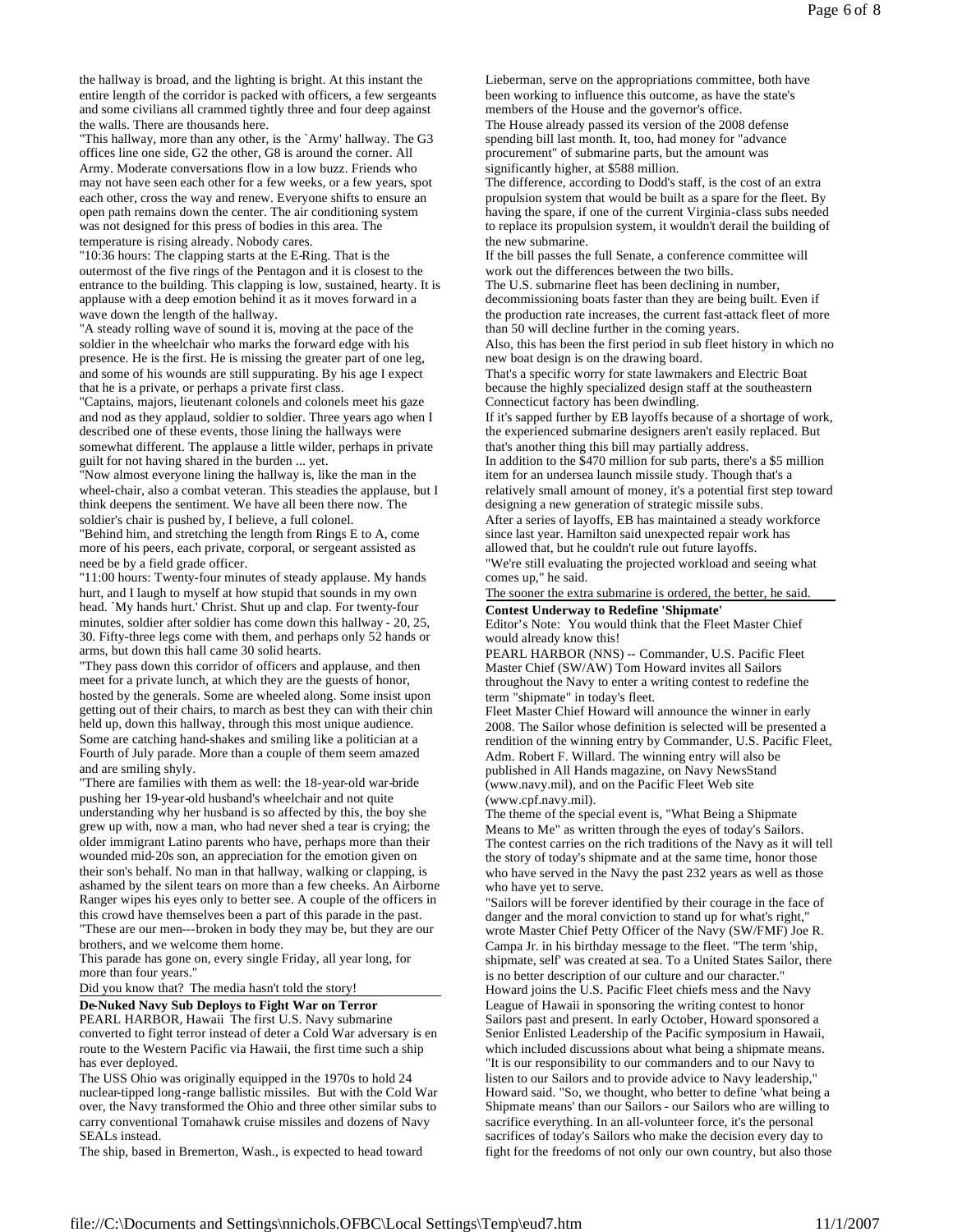the hallway is broad, and the lighting is bright. At this instant the entire length of the corridor is packed with officers, a few sergeants and some civilians all crammed tightly three and four deep against the walls. There are thousands here.

"This hallway, more than any other, is the `Army' hallway. The G3 offices line one side, G2 the other, G8 is around the corner. All Army. Moderate conversations flow in a low buzz. Friends who may not have seen each other for a few weeks, or a few years, spot each other, cross the way and renew. Everyone shifts to ensure an open path remains down the center. The air conditioning system was not designed for this press of bodies in this area. The temperature is rising already. Nobody cares.

"10:36 hours: The clapping starts at the E-Ring. That is the outermost of the five rings of the Pentagon and it is closest to the entrance to the building. This clapping is low, sustained, hearty. It is applause with a deep emotion behind it as it moves forward in a wave down the length of the hallway.

"A steady rolling wave of sound it is, moving at the pace of the soldier in the wheelchair who marks the forward edge with his presence. He is the first. He is missing the greater part of one leg, and some of his wounds are still suppurating. By his age I expect that he is a private, or perhaps a private first class.

"Captains, majors, lieutenant colonels and colonels meet his gaze and nod as they applaud, soldier to soldier. Three years ago when I described one of these events, those lining the hallways were somewhat different. The applause a little wilder, perhaps in private guilt for not having shared in the burden ... yet.

"Now almost everyone lining the hallway is, like the man in the wheel-chair, also a combat veteran. This steadies the applause, but I think deepens the sentiment. We have all been there now. The soldier's chair is pushed by, I believe, a full colonel.

"Behind him, and stretching the length from Rings E to A, come more of his peers, each private, corporal, or sergeant assisted as need be by a field grade officer.

"11:00 hours: Twenty-four minutes of steady applause. My hands hurt, and I laugh to myself at how stupid that sounds in my own head. `My hands hurt.' Christ. Shut up and clap. For twenty-four minutes, soldier after soldier has come down this hallway - 20, 25, 30. Fifty-three legs come with them, and perhaps only 52 hands or arms, but down this hall came 30 solid hearts.

"They pass down this corridor of officers and applause, and then meet for a private lunch, at which they are the guests of honor, hosted by the generals. Some are wheeled along. Some insist upon getting out of their chairs, to march as best they can with their chin held up, down this hallway, through this most unique audience. Some are catching hand-shakes and smiling like a politician at a Fourth of July parade. More than a couple of them seem amazed and are smiling shyly.

"There are families with them as well: the 18-year-old war-bride pushing her 19-year-old husband's wheelchair and not quite understanding why her husband is so affected by this, the boy she grew up with, now a man, who had never shed a tear is crying; the older immigrant Latino parents who have, perhaps more than their wounded mid-20s son, an appreciation for the emotion given on their son's behalf. No man in that hallway, walking or clapping, is ashamed by the silent tears on more than a few cheeks. An Airborne Ranger wipes his eyes only to better see. A couple of the officers in this crowd have themselves been a part of this parade in the past.

"These are our men---broken in body they may be, but they are our brothers, and we welcome them home.

This parade has gone on, every single Friday, all year long, for more than four years."

Did you know that? The media hasn't told the story!

**De-Nuked Navy Sub Deploys to Fight War on Terror**

PEARL HARBOR, Hawaii The first U.S. Navy submarine converted to fight terror instead of deter a Cold War adversary is en route to the Western Pacific via Hawaii, the first time such a ship has ever deployed.

The USS Ohio was originally equipped in the 1970s to hold 24 nuclear-tipped long-range ballistic missiles. But with the Cold War over, the Navy transformed the Ohio and three other similar subs to carry conventional Tomahawk cruise missiles and dozens of Navy SEALs instead.

The ship, based in Bremerton, Wash., is expected to head toward

Lieberman, serve on the appropriations committee, both have been working to influence this outcome, as have the state's members of the House and the governor's office.

The House already passed its version of the 2008 defense spending bill last month. It, too, had money for "advance procurement" of submarine parts, but the amount was significantly higher, at $588 million.

The difference, according to Dodd's staff, is the cost of an extra propulsion system that would be built as a spare for the fleet. By having the spare, if one of the current Virginia-class subs needed to replace its propulsion system, it wouldn't derail the building of the new submarine.

If the bill passes the full Senate, a conference committee will work out the differences between the two bills.

The U.S. submarine fleet has been declining in number, decommissioning boats faster than they are being built. Even if the production rate increases, the current fast-attack fleet of more than 50 will decline further in the coming years.

Also, this has been the first period in sub fleet history in which no new boat design is on the drawing board.

That's a specific worry for state lawmakers and Electric Boat because the highly specialized design staff at the southeastern Connecticut factory has been dwindling.

If it's sapped further by EB layoffs because of a shortage of work, the experienced submarine designers aren't easily replaced. But that's another thing this bill may partially address.

In addition to the $470 million for sub parts, there's a $5 million item for an undersea launch missile study. Though that's a relatively small amount of money, it's a potential first step toward designing a new generation of strategic missile subs.

After a series of layoffs, EB has maintained a steady workforce since last year. Hamilton said unexpected repair work has allowed that, but he couldn't rule out future layoffs.

"We're still evaluating the projected workload and seeing what comes up," he said.

The sooner the extra submarine is ordered, the better, he said.

**Contest Underway to Redefine 'Shipmate'**

Editor's Note: You would think that the Fleet Master Chief would already know this!

PEARL HARBOR (NNS) -- Commander, U.S. Pacific Fleet Master Chief (SW/AW) Tom Howard invites all Sailors throughout the Navy to enter a writing contest to redefine the term "shipmate" in today's fleet.

Fleet Master Chief Howard will announce the winner in early 2008. The Sailor whose definition is selected will be presented a rendition of the winning entry by Commander, U.S. Pacific Fleet, Adm. Robert F. Willard. The winning entry will also be published in All Hands magazine, on Navy NewsStand (www.navy.mil), and on the Pacific Fleet Web site (www.cpf.navy.mil).

The theme of the special event is, "What Being a Shipmate Means to Me" as written through the eyes of today's Sailors. The contest carries on the rich traditions of the Navy as it will tell the story of today's shipmate and at the same time, honor those who have served in the Navy the past 232 years as well as those who have yet to serve.

"Sailors will be forever identified by their courage in the face of danger and the moral conviction to stand up for what's right," wrote Master Chief Petty Officer of the Navy (SW/FMF) Joe R. Campa Jr. in his birthday message to the fleet. "The term 'ship, shipmate, self' was created at sea. To a United States Sailor, there is no better description of our culture and our character."

Howard joins the U.S. Pacific Fleet chiefs mess and the Navy League of Hawaii in sponsoring the writing contest to honor Sailors past and present. In early October, Howard sponsored a Senior Enlisted Leadership of the Pacific symposium in Hawaii, which included discussions about what being a shipmate means.

"It is our responsibility to our commanders and to our Navy to listen to our Sailors and to provide advice to Navy leadership," Howard said. "So, we thought, who better to define 'what being a Shipmate means' than our Sailors - our Sailors who are willing to sacrifice everything. In an all-volunteer force, it's the personal sacrifices of today's Sailors who make the decision every day to fight for the freedoms of not only our own country, but also those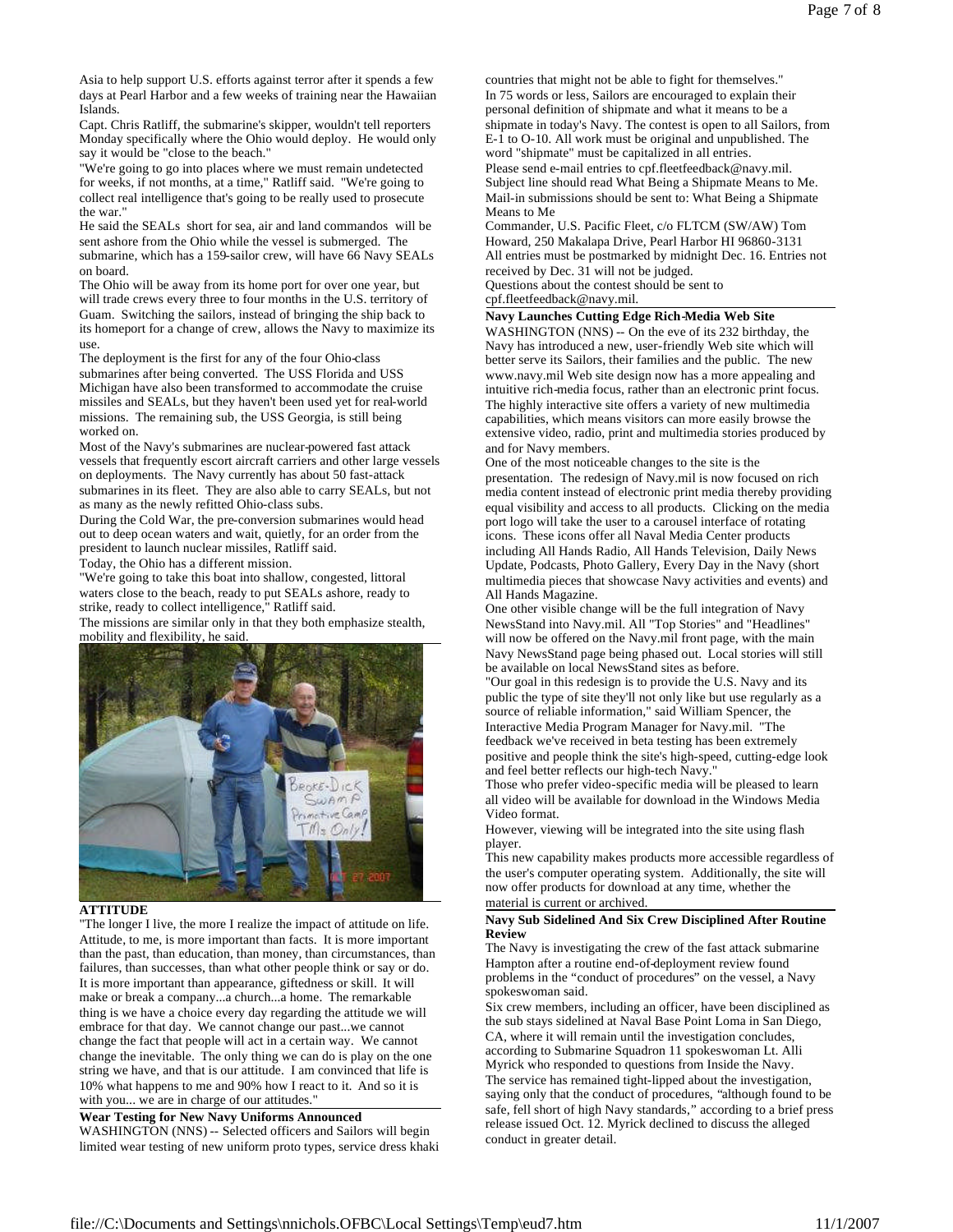Asia to help support U.S. efforts against terror after it spends a few days at Pearl Harbor and a few weeks of training near the Hawaiian Islands.

Capt. Chris Ratliff, the submarine's skipper, wouldn't tell reporters Monday specifically where the Ohio would deploy. He would only say it would be "close to the beach."

"We're going to go into places where we must remain undetected for weeks, if not months, at a time," Ratliff said. "We're going to collect real intelligence that's going to be really used to prosecute the war."

He said the SEALs short for sea, air and land commandos will be sent ashore from the Ohio while the vessel is submerged. The submarine, which has a 159-sailor crew, will have 66 Navy SEALs on board.

The Ohio will be away from its home port for over one year, but will trade crews every three to four months in the U.S. territory of Guam. Switching the sailors, instead of bringing the ship back to its homeport for a change of crew, allows the Navy to maximize its use.

The deployment is the first for any of the four Ohio-class submarines after being converted. The USS Florida and USS Michigan have also been transformed to accommodate the cruise missiles and SEALs, but they haven't been used yet for real-world missions. The remaining sub, the USS Georgia, is still being worked on.

Most of the Navy's submarines are nuclear-powered fast attack vessels that frequently escort aircraft carriers and other large vessels on deployments. The Navy currently has about 50 fast-attack submarines in its fleet. They are also able to carry SEALs, but not as many as the newly refitted Ohio-class subs.

During the Cold War, the pre-conversion submarines would head out to deep ocean waters and wait, quietly, for an order from the president to launch nuclear missiles, Ratliff said.

Today, the Ohio has a different mission.

"We're going to take this boat into shallow, congested, littoral waters close to the beach, ready to put SEALs ashore, ready to strike, ready to collect intelligence," Ratliff said.

The missions are similar only in that they both emphasize stealth, mobility and flexibility, he said.

**ATTITUDE**

"The longer I live, the more I realize the impact of attitude on life. Attitude, to me, is more important than facts. It is more important than the past, than education, than money, than circumstances, than failures, than successes, than what other people think or say or do. It is more important than appearance, giftedness or skill. It will make or break a company...a church...a home. The remarkable thing is we have a choice every day regarding the attitude we will embrace for that day. We cannot change our past...we cannot change the fact that people will act in a certain way. We cannot change the inevitable. The only thing we can do is play on the one string we have, and that is our attitude. I am convinced that life is 10% what happens to me and 90% how I react to it. And so it is with you... we are in charge of our attitudes."

**Wear Testing for New Navy Uniforms Announced**

WASHINGTON (NNS) -- Selected officers and Sailors will begin limited wear testing of new uniform proto types, service dress khaki

countries that might not be able to fight for themselves."

In 75 words or less, Sailors are encouraged to explain their personal definition of shipmate and what it means to be a shipmate in today's Navy. The contest is open to all Sailors, from E-1 to O-10. All work must be original and unpublished. The word "shipmate" must be capitalized in all entries.

Please send e-mail entries to cpf.fleetfeedback@navy.mil. Subject line should read What Being a Shipmate Means to Me.

Mail-in submissions should be sent to: What Being a Shipmate Means to Me

Commander, U.S. Pacific Fleet, c/o FLTCM (SW/AW) Tom Howard, 250 Makalapa Drive, Pearl Harbor HI 96860-3131

All entries must be postmarked by midnight Dec. 16. Entries not received by Dec. 31 will not be judged.

Questions about the contest should be sent to cpf.fleetfeedback@navy.mil.

**Navy Launches Cutting Edge Rich-Media Web Site**

WASHINGTON (NNS) -- On the eve of its 232 birthday, the Navy has introduced a new, user-friendly Web site which will better serve its Sailors, their families and the public. The new www.navy.mil Web site design now has a more appealing and intuitive rich-media focus, rather than an electronic print focus. The highly interactive site offers a variety of new multimedia capabilities, which means visitors can more easily browse the extensive video, radio, print and multimedia stories produced by and for Navy members.

One of the most noticeable changes to the site is the presentation. The redesign of Navy.mil is now focused on rich media content instead of electronic print media thereby providing equal visibility and access to all products. Clicking on the media port logo will take the user to a carousel interface of rotating icons. These icons offer all Naval Media Center products including All Hands Radio, All Hands Television, Daily News Update, Podcasts, Photo Gallery, Every Day in the Navy (short multimedia pieces that showcase Navy activities and events) and All Hands Magazine.

One other visible change will be the full integration of Navy NewsStand into Navy.mil. All "Top Stories" and "Headlines" will now be offered on the Navy.mil front page, with the main Navy NewsStand page being phased out. Local stories will still be available on local NewsStand sites as before.

"Our goal in this redesign is to provide the U.S. Navy and its public the type of site they'll not only like but use regularly as a source of reliable information," said William Spencer, the Interactive Media Program Manager for Navy.mil. "The feedback we've received in beta testing has been extremely positive and people think the site's high-speed, cutting-edge look and feel better reflects our high-tech Navy."

Those who prefer video-specific media will be pleased to learn all video will be available for download in the Windows Media Video format.

However, viewing will be integrated into the site using flash player.

This new capability makes products more accessible regardless of the user's computer operating system. Additionally, the site will now offer products for download at any time, whether the material is current or archived.

**Navy Sub Sidelined And Six Crew Disciplined After Routine Review**

The Navy is investigating the crew of the fast attack submarine Hampton after a routine end-of-deployment review found problems in the "conduct of procedures" on the vessel, a Navy spokeswoman said.

Six crew members, including an officer, have been disciplined as the sub stays sidelined at Naval Base Point Loma in San Diego, CA, where it will remain until the investigation concludes, according to Submarine Squadron 11 spokeswoman Lt. Alli Myrick who responded to questions from Inside the Navy.

The service has remained tight-lipped about the investigation, saying only that the conduct of procedures, "although found to be safe, fell short of high Navy standards," according to a brief press release issued Oct. 12. Myrick declined to discuss the alleged conduct in greater detail.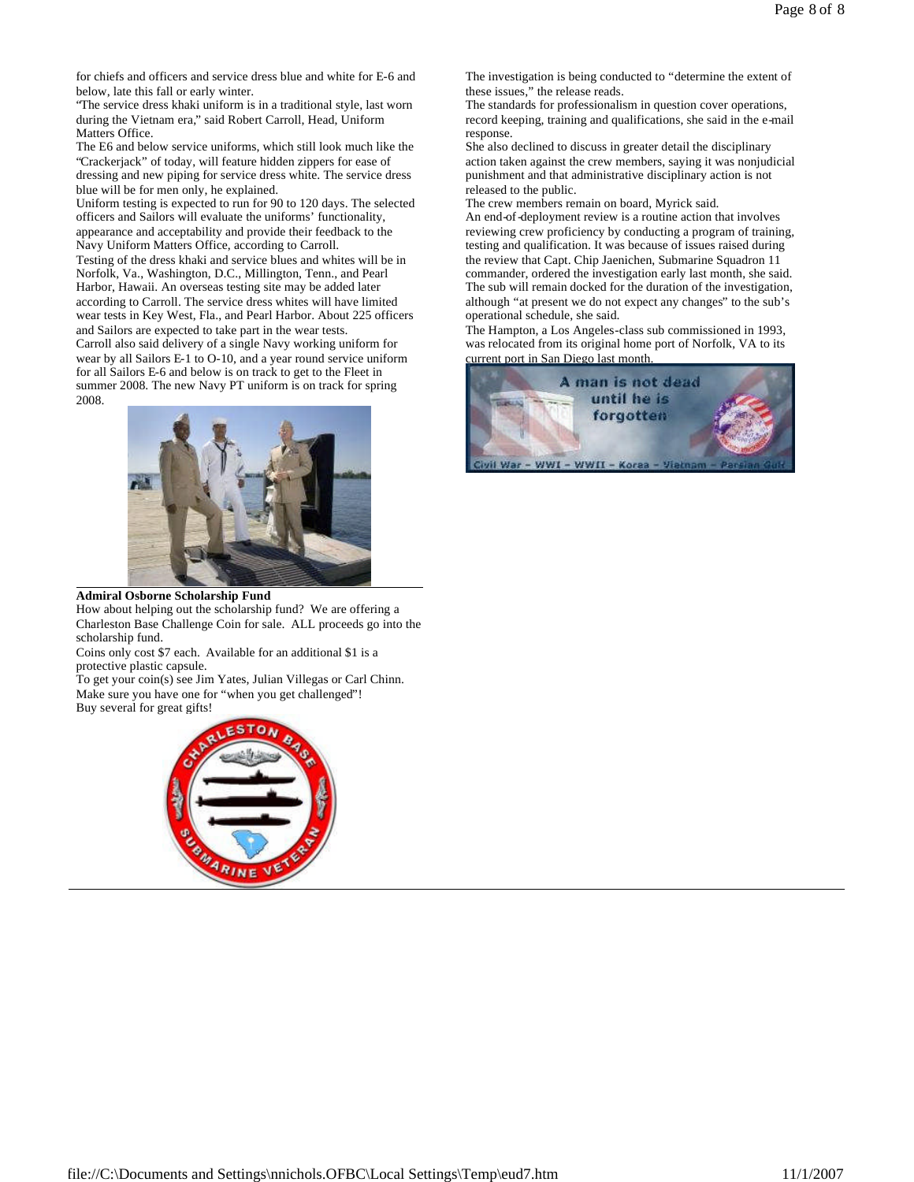for chiefs and officers and service dress blue and white for E-6 and below, late this fall or early winter.

"The service dress khaki uniform is in a traditional style, last worn during the Vietnam era," said Robert Carroll, Head, Uniform Matters Office.

The E6 and below service uniforms, which still look much like the "Crackerjack" of today, will feature hidden zippers for ease of dressing and new piping for service dress white. The service dress blue will be for men only, he explained.

Uniform testing is expected to run for 90 to 120 days. The selected officers and Sailors will evaluate the uniforms' functionality, appearance and acceptability and provide their feedback to the Navy Uniform Matters Office, according to Carroll.

Testing of the dress khaki and service blues and whites will be in Norfolk, Va., Washington, D.C., Millington, Tenn., and Pearl Harbor, Hawaii. An overseas testing site may be added later according to Carroll. The service dress whites will have limited wear tests in Key West, Fla., and Pearl Harbor. About 225 officers and Sailors are expected to take part in the wear tests.

Carroll also said delivery of a single Navy working uniform for wear by all Sailors E-1 to O-10, and a year round service uniform for all Sailors E-6 and below is on track to get to the Fleet in summer 2008. The new Navy PT uniform is on track for spring 2008.

**Admiral Osborne Scholarship Fund**

How about helping out the scholarship fund? We are offering a Charleston Base Challenge Coin for sale. ALL proceeds go into the scholarship fund.

Coins only cost $7 each. Available for an additional $1 is a protective plastic capsule.

To get your coin(s) see Jim Yates, Julian Villegas or Carl Chinn.

Make sure you have one for "when you get challenged"!

Buy several for great gifts!

The investigation is being conducted to "determine the extent of these issues," the release reads.

The standards for professionalism in question cover operations, record keeping, training and qualifications, she said in the e-mail response.

She also declined to discuss in greater detail the disciplinary action taken against the crew members, saying it was nonjudicial punishment and that administrative disciplinary action is not released to the public.

The crew members remain on board, Myrick said.

An end-of-deployment review is a routine action that involves reviewing crew proficiency by conducting a program of training, testing and qualification. It was because of issues raised during the review that Capt. Chip Jaenichen, Submarine Squadron 11 commander, ordered the investigation early last month, she said.

The sub will remain docked for the duration of the investigation, although "at present we do not expect any changes" to the sub's operational schedule, she said.

The Hampton, a Los Angeles-class sub commissioned in 1993, was relocated from its original home port of Norfolk, VA to its current port in San Diego last month.